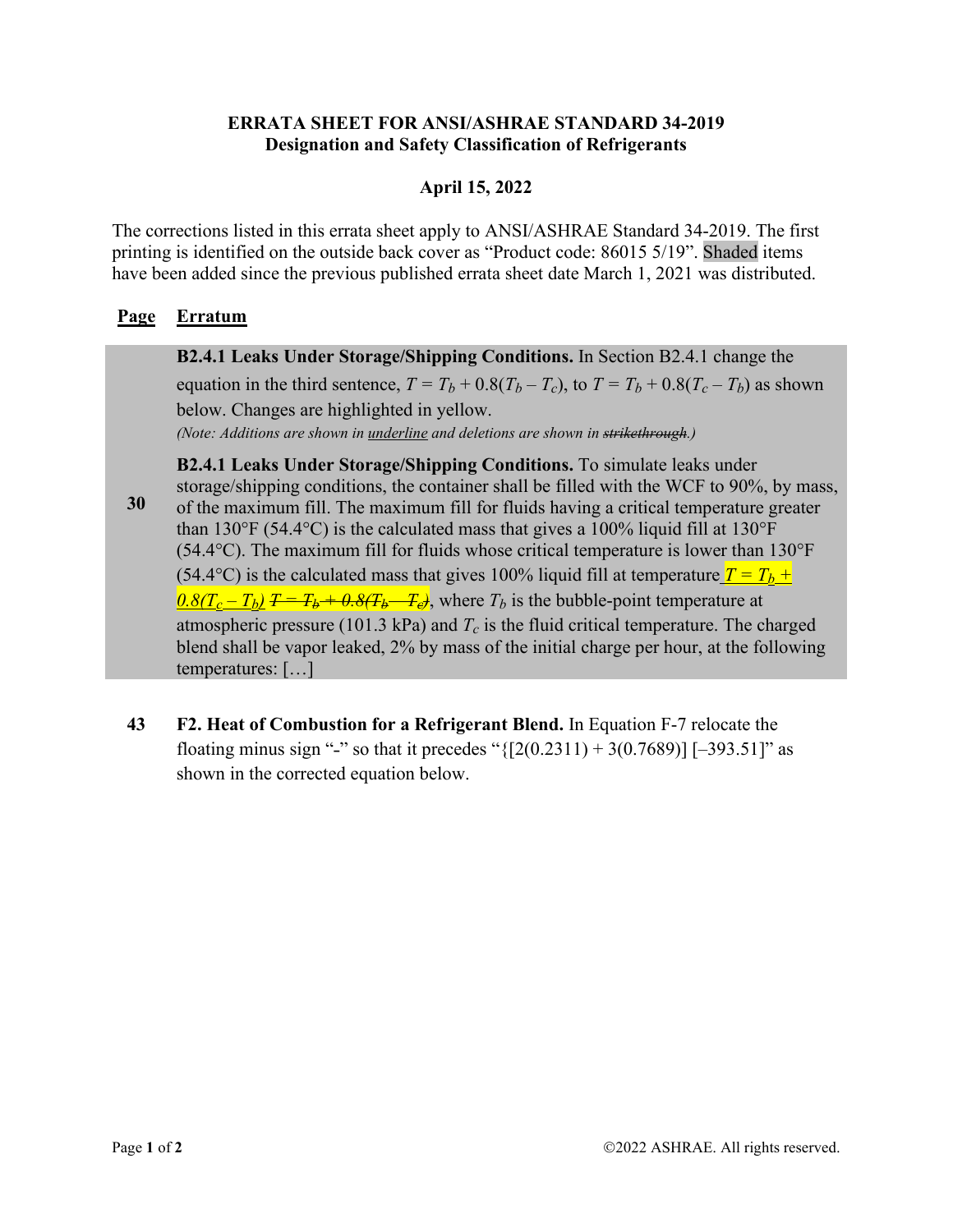**ERRATA SHEET FOR ANSI/ASHRAE STANDARD 34-2019**
**Designation and Safety Classification of Refrigerants**

**April 15, 2022**

The corrections listed in this errata sheet apply to ANSI/ASHRAE Standard 34-2019. The first printing is identified on the outside back cover as "Product code: 86015 5/19". Shaded items have been added since the previous published errata sheet date March 1, 2021 was distributed.

| Page | Erratum |
|---|---|
| 30 | **B2.4.1 Leaks Under Storage/Shipping Conditions.** In Section B2.4.1 change the equation in the third sentence, $T = T_b + 0.8(T_b - T_c)$, to $T = T_b + 0.8(T_c - T_b)$ as shown below. Changes are highlighted in yellow.<br>*(Note: Additions are shown in <u>underline</u> and deletions are shown in ~~strikethrough~~.)*<br><br>**B2.4.1 Leaks Under Storage/Shipping Conditions.** To simulate leaks under storage/shipping conditions, the container shall be filled with the WCF to 90%, by mass, of the maximum fill. The maximum fill for fluids having a critical temperature greater than 130°F (54.4°C) is the calculated mass that gives a 100% liquid fill at 130°F (54.4°C). The maximum fill for fluids whose critical temperature is lower than 130°F (54.4°C) is the calculated mass that gives 100% liquid fill at temperature <u>$T = T_b + 0.8(T_c - T_b)$</u> ~~$T = T_b + 0.8(T_b - T_c)$~~, where $T_b$ is the bubble-point temperature at atmospheric pressure (101.3 kPa) and $T_c$ is the fluid critical temperature. The charged blend shall be vapor leaked, 2% by mass of the initial charge per hour, at the following temperatures: […] |
| 43 | **F2. Heat of Combustion for a Refrigerant Blend.** In Equation F-7 relocate the floating minus sign "-" so that it precedes "{[2(0.2311) + 3(0.7689)] [–393.51]" as shown in the corrected equation below. |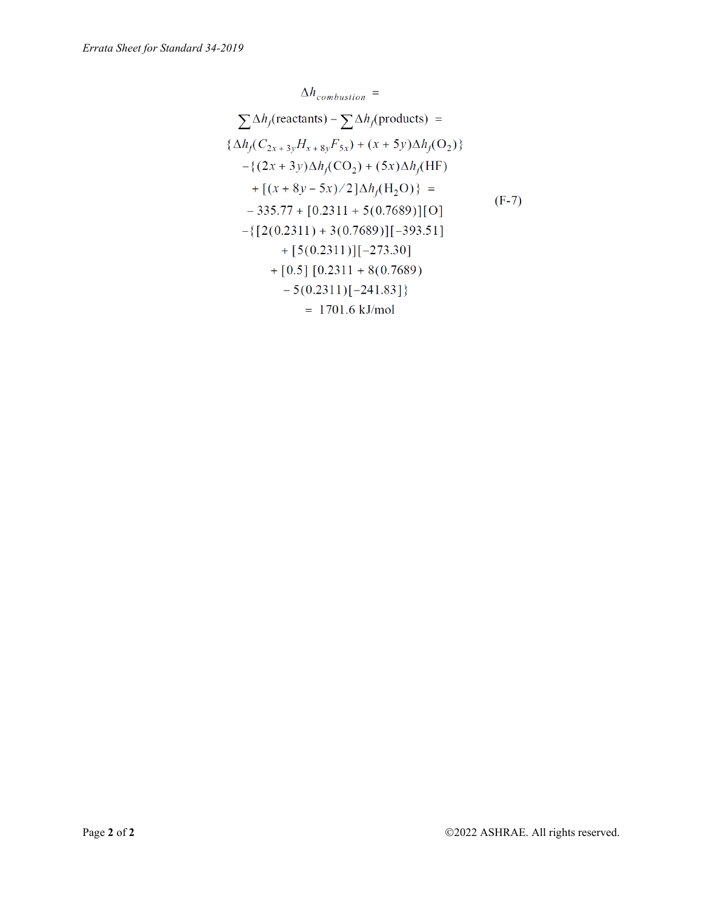$$
\begin{aligned}
&\Delta h_{combustion} = \\
&\sum \Delta h_f(\text{reactants}) - \sum \Delta h_f(\text{products}) = \\
&\{\Delta h_f(C_{2x+3y}H_{x+8y}F_{5x}) + (x+5y)\Delta h_f(\mathrm{O_2})\} \\
&-\{(2x+3y)\Delta h_f(\mathrm{CO_2}) + (5x)\Delta h_f(\mathrm{HF}) \\
&+ [(x+8y-5x)/2]\Delta h_f(\mathrm{H_2O})\} = \\
&-335.77 + [0.2311 + 5(0.7689)][\mathrm{O}] \\
&-\{[2(0.2311) + 3(0.7689)][-393.51] \\
&+ [5(0.2311)][-273.30] \\
&+ [0.5]\ [0.2311 + 8(0.7689) \\
&- 5(0.2311)[-241.83]\} \\
&= 1701.6 \text{ kJ/mol}
\end{aligned}
\tag{F-7}
$$